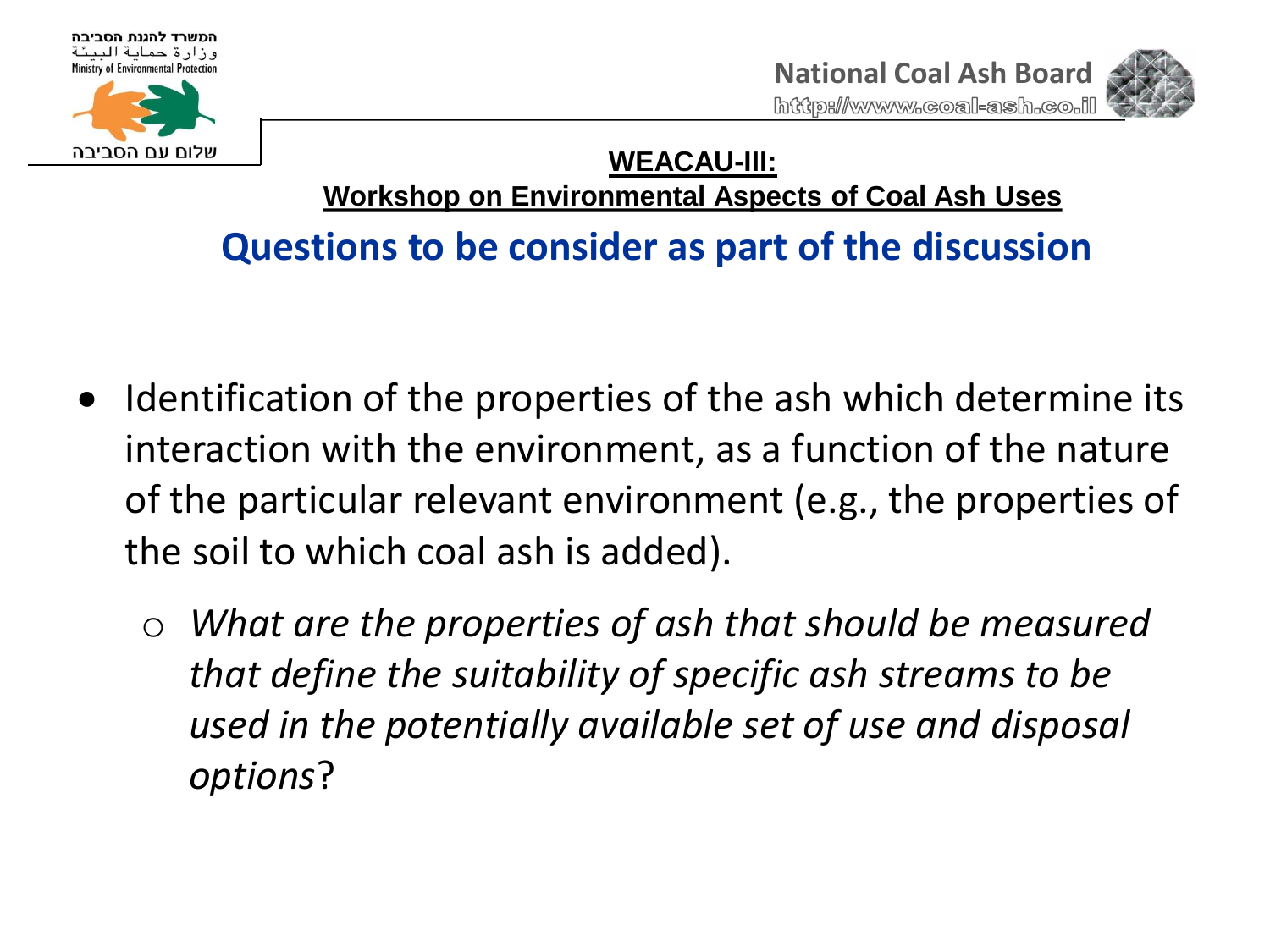המשרד להגנת הסביבה
وزارة حماية البيئة
Ministry of Environmental Protection

שלום עם הסביבה

National Coal Ash Board
http://www.coal-ash.co.il

**WEACAU-III:**

**Workshop on Environmental Aspects of Coal Ash Uses**

## Questions to be consider as part of the discussion

- Identification of the properties of the ash which determine its interaction with the environment, as a function of the nature of the particular relevant environment (e.g., the properties of the soil to which coal ash is added).
  - *What are the properties of ash that should be measured that define the suitability of specific ash streams to be used in the potentially available set of use and disposal options*?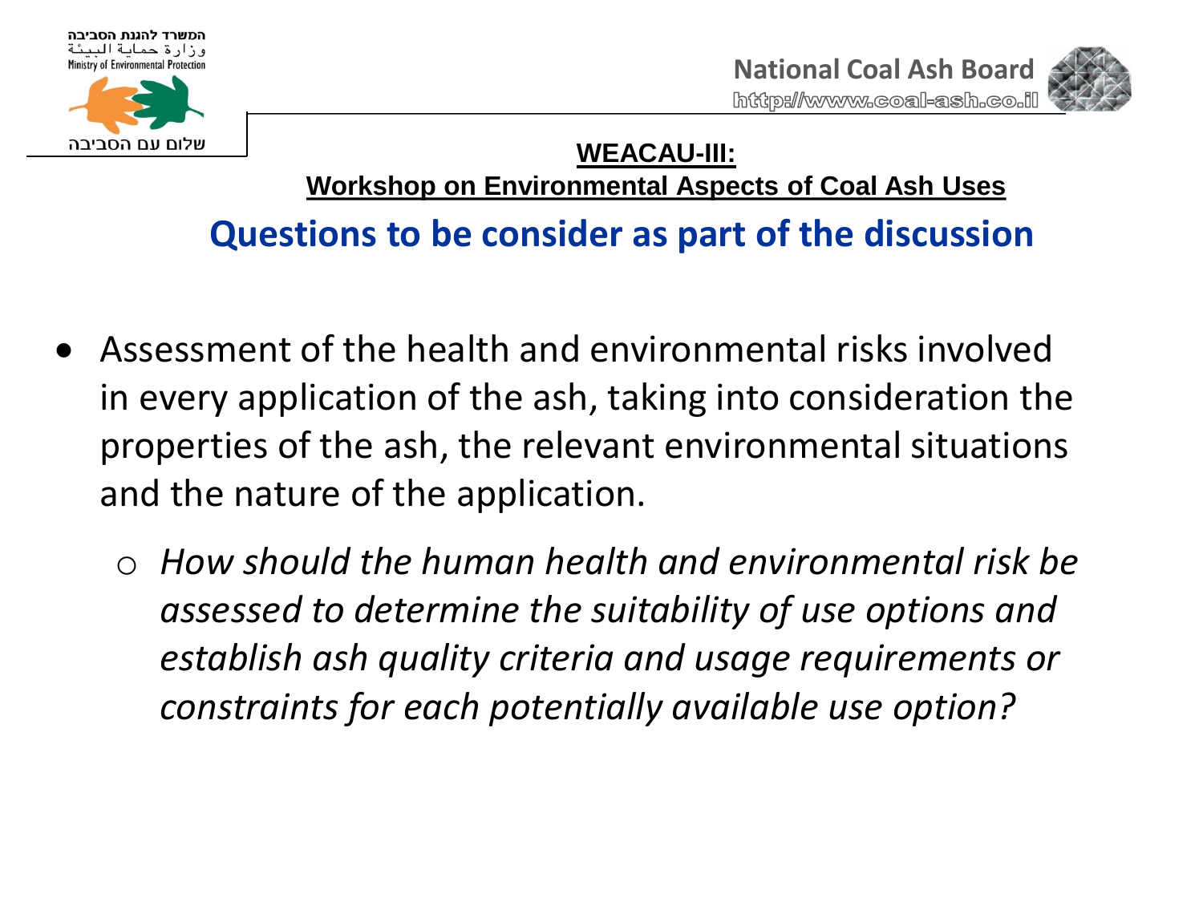המשרד להגנת הסביבה
وزارة حماية البيئة
Ministry of Environmental Protection

שלום עם הסביבה

National Coal Ash Board
http://www.coal-ash.co.il

**WEACAU-III:**

**Workshop on Environmental Aspects of Coal Ash Uses**

## Questions to be consider as part of the discussion

- Assessment of the health and environmental risks involved in every application of the ash, taking into consideration the properties of the ash, the relevant environmental situations and the nature of the application.
  - *How should the human health and environmental risk be assessed to determine the suitability of use options and establish ash quality criteria and usage requirements or constraints for each potentially available use option?*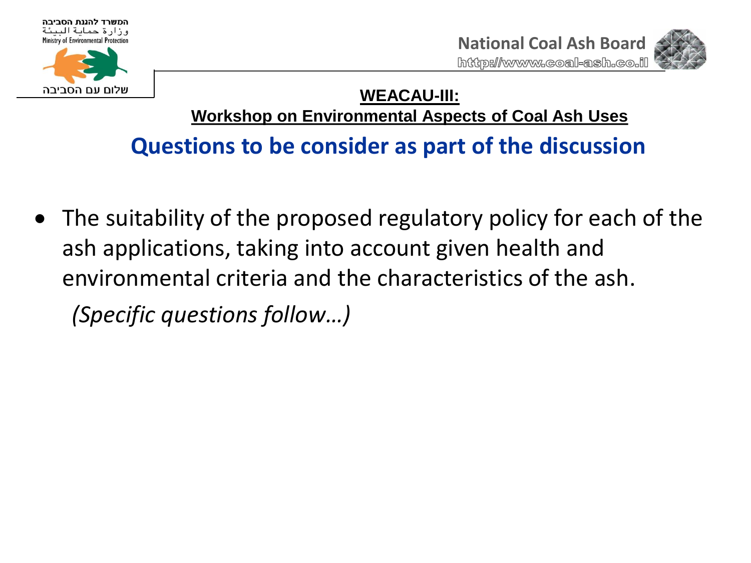**WEACAU-III:**

**Workshop on Environmental Aspects of Coal Ash Uses**

## Questions to be consider as part of the discussion

- The suitability of the proposed regulatory policy for each of the ash applications, taking into account given health and environmental criteria and the characteristics of the ash.

  *(Specific questions follow…)*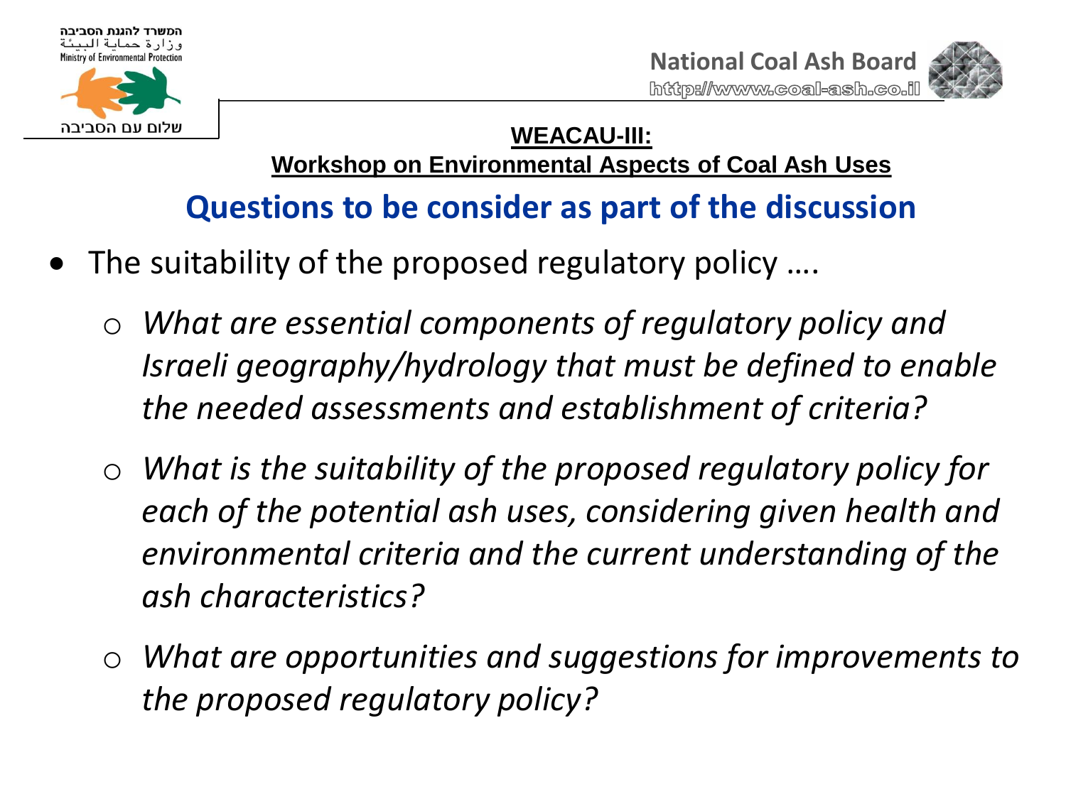המשרד להגנת הסביבה
وزارة حماية البيئة
Ministry of Environmental Protection

שלום עם הסביבה

National Coal Ash Board
http://www.coal-ash.co.il

**WEACAU-III:**

**Workshop on Environmental Aspects of Coal Ash Uses**

## Questions to be consider as part of the discussion

- The suitability of the proposed regulatory policy ….
  - *What are essential components of regulatory policy and Israeli geography/hydrology that must be defined to enable the needed assessments and establishment of criteria?*
  - *What is the suitability of the proposed regulatory policy for each of the potential ash uses, considering given health and environmental criteria and the current understanding of the ash characteristics?*
  - *What are opportunities and suggestions for improvements to the proposed regulatory policy?*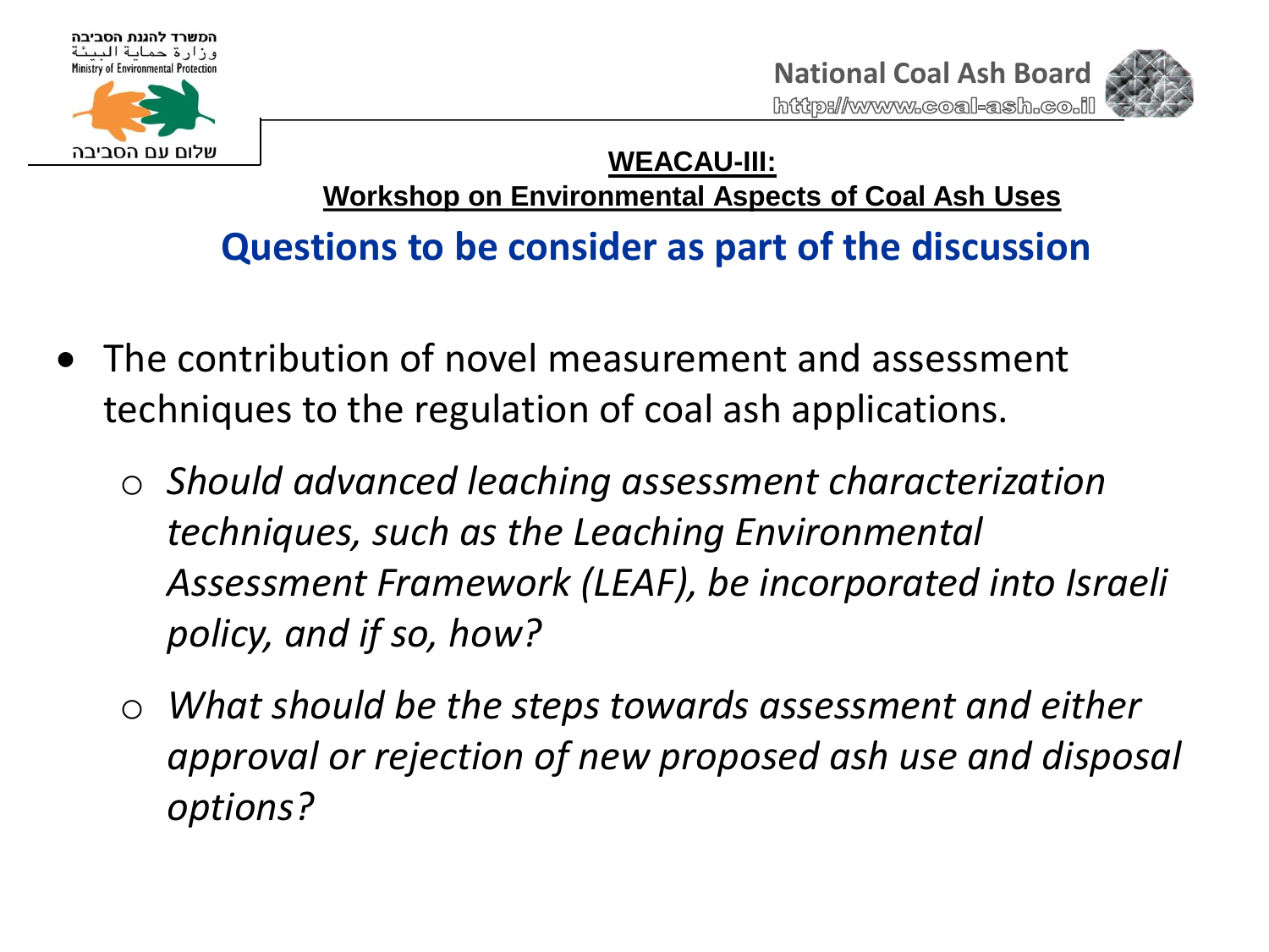המשרד להגנת הסביבה
وزارة حماية البيئة
Ministry of Environmental Protection
שלום עם הסביבה

National Coal Ash Board
http://www.coal-ash.co.il

**WEACAU-III:**

**Workshop on Environmental Aspects of Coal Ash Uses**

## Questions to be consider as part of the discussion

- The contribution of novel measurement and assessment techniques to the regulation of coal ash applications.
  - *Should advanced leaching assessment characterization techniques, such as the Leaching Environmental Assessment Framework (LEAF), be incorporated into Israeli policy, and if so, how?*
  - *What should be the steps towards assessment and either approval or rejection of new proposed ash use and disposal options?*